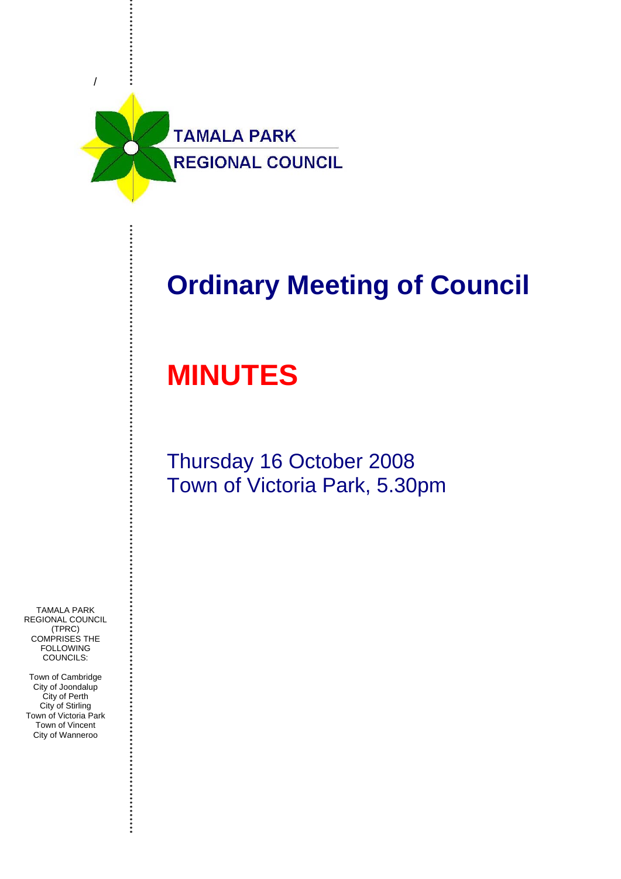TAMALA PARK
REGIONAL COUNCIL

# Ordinary Meeting of Council

# MINUTES

Thursday 16 October 2008
Town of Victoria Park, 5.30pm

TAMALA PARK REGIONAL COUNCIL (TPRC) COMPRISES THE FOLLOWING COUNCILS:

Town of Cambridge
City of Joondalup
City of Perth
City of Stirling
Town of Victoria Park
Town of Vincent
City of Wanneroo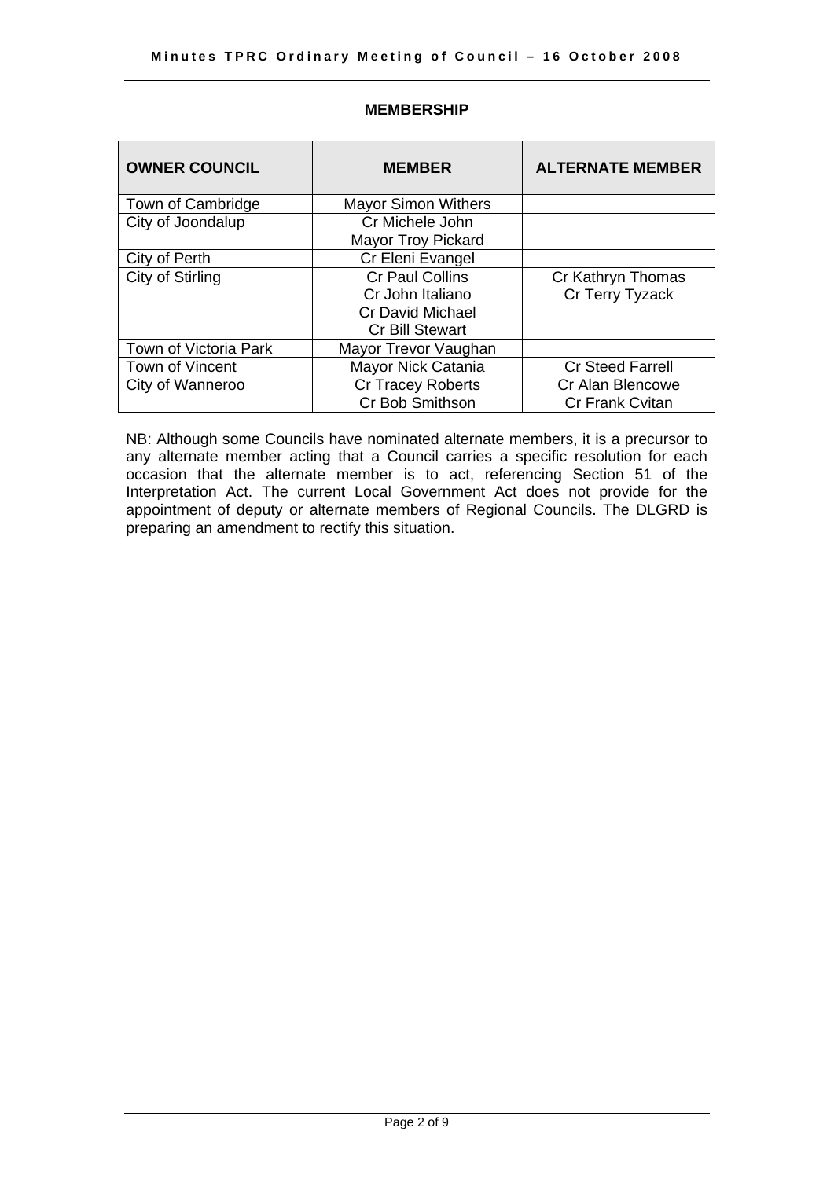## MEMBERSHIP

| OWNER COUNCIL | MEMBER | ALTERNATE MEMBER |
|---|---|---|
| Town of Cambridge | Mayor Simon Withers | |
| City of Joondalup | Cr Michele John<br>Mayor Troy Pickard | |
| City of Perth | Cr Eleni Evangel | |
| City of Stirling | Cr Paul Collins<br>Cr John Italiano<br>Cr David Michael<br>Cr Bill Stewart | Cr Kathryn Thomas<br>Cr Terry Tyzack |
| Town of Victoria Park | Mayor Trevor Vaughan | |
| Town of Vincent | Mayor Nick Catania | Cr Steed Farrell |
| City of Wanneroo | Cr Tracey Roberts<br>Cr Bob Smithson | Cr Alan Blencowe<br>Cr Frank Cvitan |

NB: Although some Councils have nominated alternate members, it is a precursor to any alternate member acting that a Council carries a specific resolution for each occasion that the alternate member is to act, referencing Section 51 of the Interpretation Act. The current Local Government Act does not provide for the appointment of deputy or alternate members of Regional Councils. The DLGRD is preparing an amendment to rectify this situation.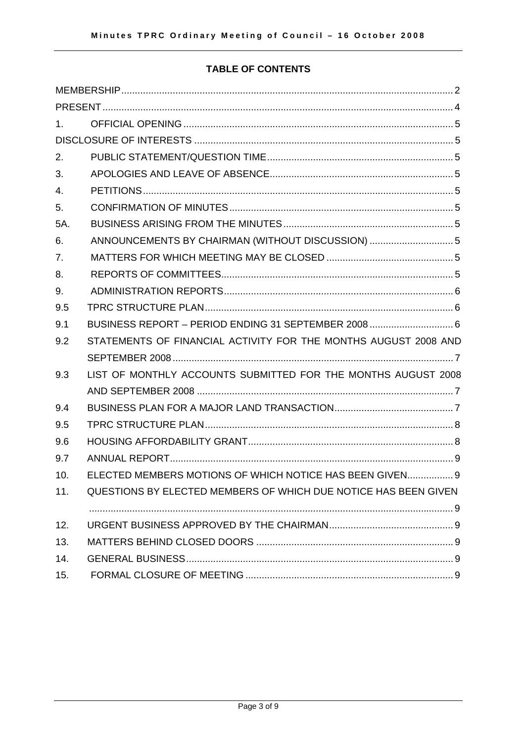## TABLE OF CONTENTS

| | | |
|---|---|---|
| MEMBERSHIP | | 2 |
| PRESENT | | 4 |
| 1. | OFFICIAL OPENING | 5 |
| DISCLOSURE OF INTERESTS | | 5 |
| 2. | PUBLIC STATEMENT/QUESTION TIME | 5 |
| 3. | APOLOGIES AND LEAVE OF ABSENCE | 5 |
| 4. | PETITIONS | 5 |
| 5. | CONFIRMATION OF MINUTES | 5 |
| 5A. | BUSINESS ARISING FROM THE MINUTES | 5 |
| 6. | ANNOUNCEMENTS BY CHAIRMAN (WITHOUT DISCUSSION) | 5 |
| 7. | MATTERS FOR WHICH MEETING MAY BE CLOSED | 5 |
| 8. | REPORTS OF COMMITTEES | 5 |
| 9. | ADMINISTRATION REPORTS | 6 |
| 9.5 | TPRC STRUCTURE PLAN | 6 |
| 9.1 | BUSINESS REPORT – PERIOD ENDING 31 SEPTEMBER 2008 | 6 |
| 9.2 | STATEMENTS OF FINANCIAL ACTIVITY FOR THE MONTHS AUGUST 2008 AND SEPTEMBER 2008 | 7 |
| 9.3 | LIST OF MONTHLY ACCOUNTS SUBMITTED FOR THE MONTHS AUGUST 2008 AND SEPTEMBER 2008 | 7 |
| 9.4 | BUSINESS PLAN FOR A MAJOR LAND TRANSACTION | 7 |
| 9.5 | TPRC STRUCTURE PLAN | 8 |
| 9.6 | HOUSING AFFORDABILITY GRANT | 8 |
| 9.7 | ANNUAL REPORT | 9 |
| 10. | ELECTED MEMBERS MOTIONS OF WHICH NOTICE HAS BEEN GIVEN | 9 |
| 11. | QUESTIONS BY ELECTED MEMBERS OF WHICH DUE NOTICE HAS BEEN GIVEN | 9 |
| 12. | URGENT BUSINESS APPROVED BY THE CHAIRMAN | 9 |
| 13. | MATTERS BEHIND CLOSED DOORS | 9 |
| 14. | GENERAL BUSINESS | 9 |
| 15. | FORMAL CLOSURE OF MEETING | 9 |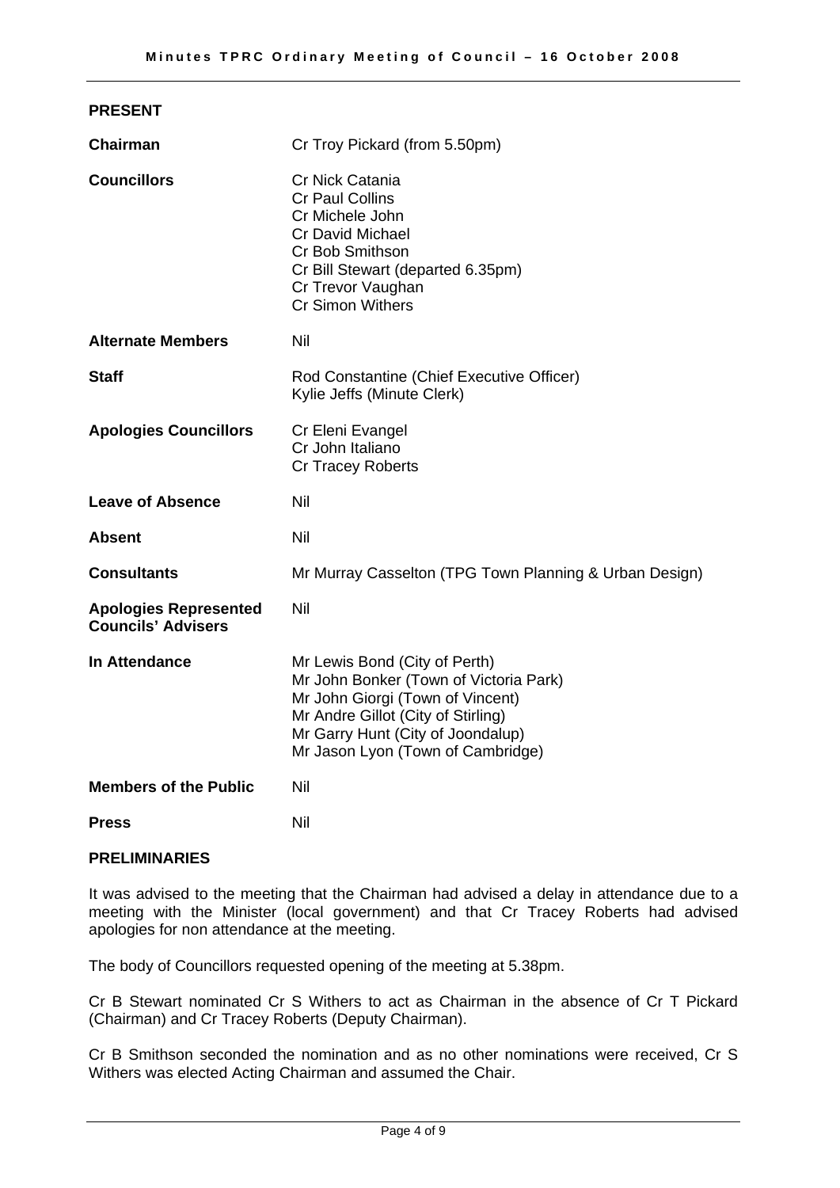## PRESENT

| | |
|---|---|
| **Chairman** | Cr Troy Pickard (from 5.50pm) |
| **Councillors** | Cr Nick Catania<br>Cr Paul Collins<br>Cr Michele John<br>Cr David Michael<br>Cr Bob Smithson<br>Cr Bill Stewart (departed 6.35pm)<br>Cr Trevor Vaughan<br>Cr Simon Withers |
| **Alternate Members** | Nil |
| **Staff** | Rod Constantine (Chief Executive Officer)<br>Kylie Jeffs (Minute Clerk) |
| **Apologies Councillors** | Cr Eleni Evangel<br>Cr John Italiano<br>Cr Tracey Roberts |
| **Leave of Absence** | Nil |
| **Absent** | Nil |
| **Consultants** | Mr Murray Casselton (TPG Town Planning & Urban Design) |
| **Apologies Represented Councils' Advisers** | Nil |
| **In Attendance** | Mr Lewis Bond (City of Perth)<br>Mr John Bonker (Town of Victoria Park)<br>Mr John Giorgi (Town of Vincent)<br>Mr Andre Gillot (City of Stirling)<br>Mr Garry Hunt (City of Joondalup)<br>Mr Jason Lyon (Town of Cambridge) |
| **Members of the Public** | Nil |
| **Press** | Nil |

## PRELIMINARIES

It was advised to the meeting that the Chairman had advised a delay in attendance due to a meeting with the Minister (local government) and that Cr Tracey Roberts had advised apologies for non attendance at the meeting.

The body of Councillors requested opening of the meeting at 5.38pm.

Cr B Stewart nominated Cr S Withers to act as Chairman in the absence of Cr T Pickard (Chairman) and Cr Tracey Roberts (Deputy Chairman).

Cr B Smithson seconded the nomination and as no other nominations were received, Cr S Withers was elected Acting Chairman and assumed the Chair.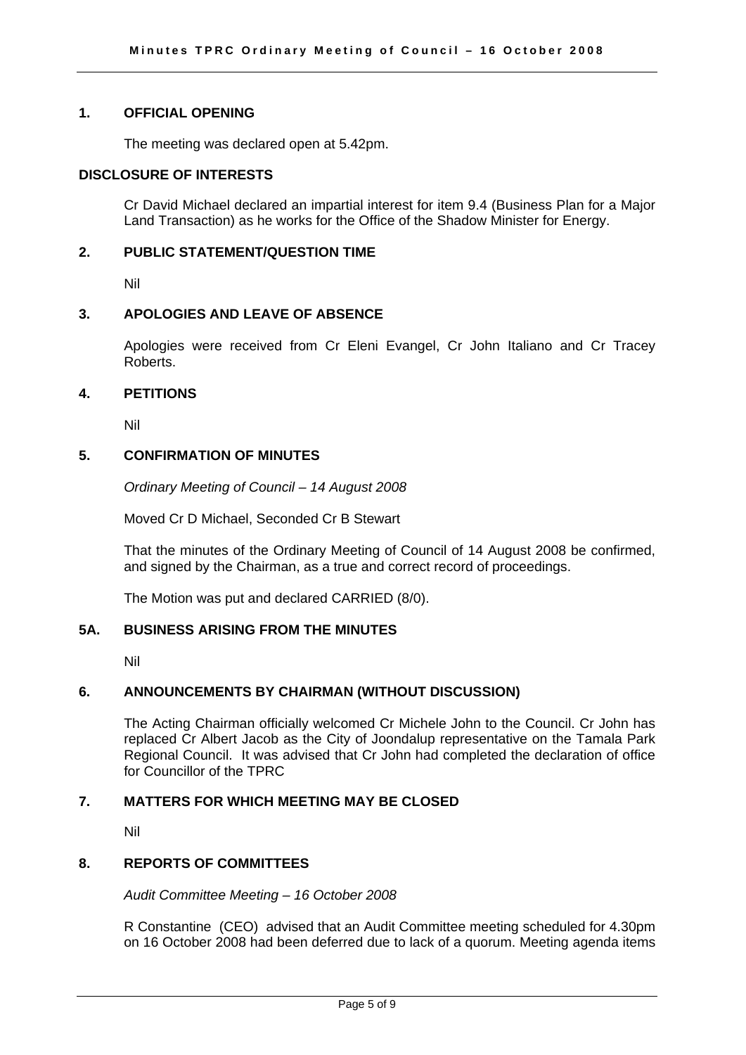## 1. OFFICIAL OPENING

The meeting was declared open at 5.42pm.

## DISCLOSURE OF INTERESTS

Cr David Michael declared an impartial interest for item 9.4 (Business Plan for a Major Land Transaction) as he works for the Office of the Shadow Minister for Energy.

## 2. PUBLIC STATEMENT/QUESTION TIME

Nil

## 3. APOLOGIES AND LEAVE OF ABSENCE

Apologies were received from Cr Eleni Evangel, Cr John Italiano and Cr Tracey Roberts.

## 4. PETITIONS

Nil

## 5. CONFIRMATION OF MINUTES

*Ordinary Meeting of Council – 14 August 2008*

Moved Cr D Michael, Seconded Cr B Stewart

That the minutes of the Ordinary Meeting of Council of 14 August 2008 be confirmed, and signed by the Chairman, as a true and correct record of proceedings.

The Motion was put and declared CARRIED (8/0).

## 5A. BUSINESS ARISING FROM THE MINUTES

Nil

## 6. ANNOUNCEMENTS BY CHAIRMAN (WITHOUT DISCUSSION)

The Acting Chairman officially welcomed Cr Michele John to the Council. Cr John has replaced Cr Albert Jacob as the City of Joondalup representative on the Tamala Park Regional Council. It was advised that Cr John had completed the declaration of office for Councillor of the TPRC

## 7. MATTERS FOR WHICH MEETING MAY BE CLOSED

Nil

## 8. REPORTS OF COMMITTEES

*Audit Committee Meeting – 16 October 2008*

R Constantine (CEO) advised that an Audit Committee meeting scheduled for 4.30pm on 16 October 2008 had been deferred due to lack of a quorum. Meeting agenda items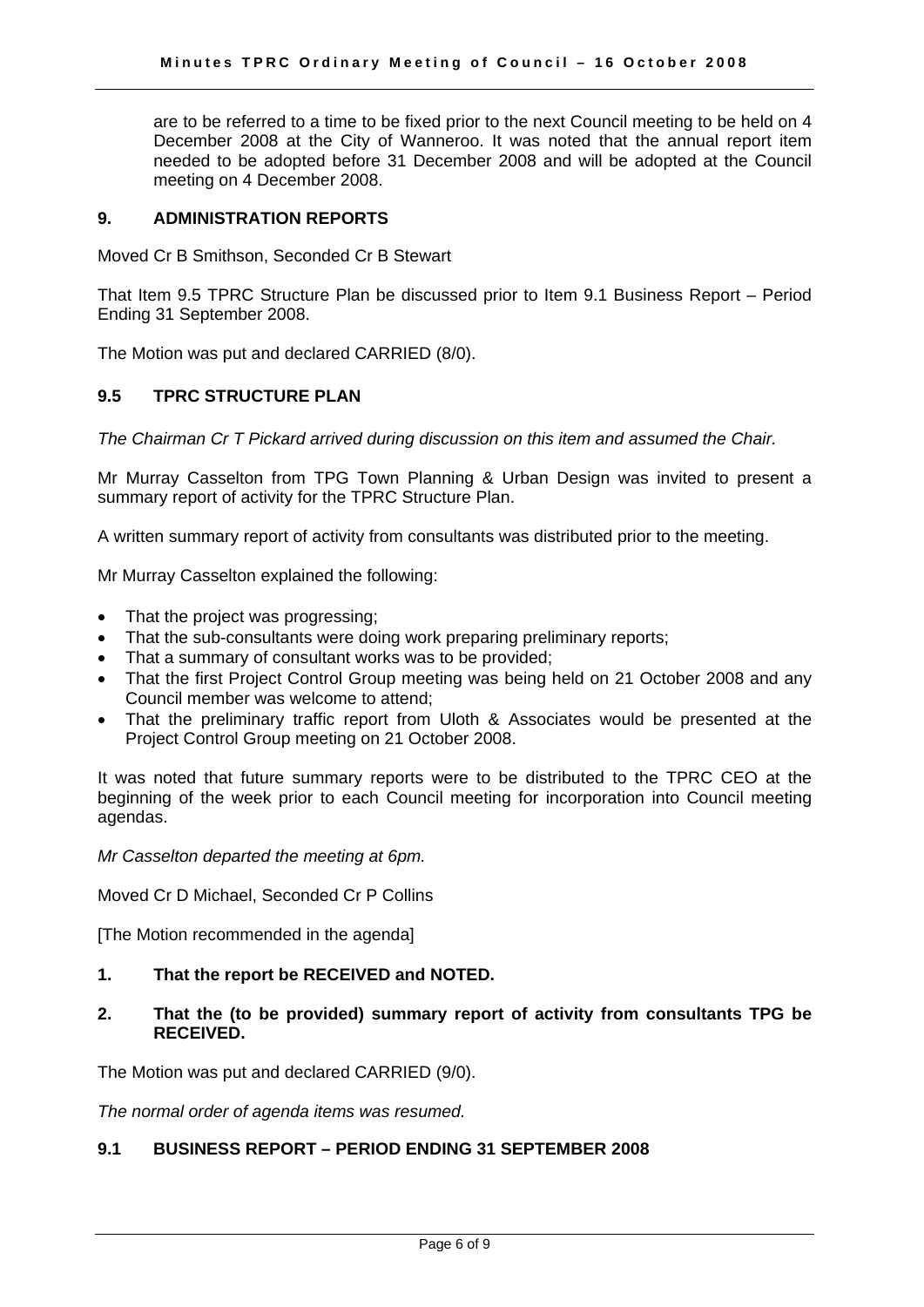are to be referred to a time to be fixed prior to the next Council meeting to be held on 4 December 2008 at the City of Wanneroo. It was noted that the annual report item needed to be adopted before 31 December 2008 and will be adopted at the Council meeting on 4 December 2008.

## 9. ADMINISTRATION REPORTS

Moved Cr B Smithson, Seconded Cr B Stewart

That Item 9.5 TPRC Structure Plan be discussed prior to Item 9.1 Business Report – Period Ending 31 September 2008.

The Motion was put and declared CARRIED (8/0).

### 9.5 TPRC STRUCTURE PLAN

*The Chairman Cr T Pickard arrived during discussion on this item and assumed the Chair.*

Mr Murray Casselton from TPG Town Planning & Urban Design was invited to present a summary report of activity for the TPRC Structure Plan.

A written summary report of activity from consultants was distributed prior to the meeting.

Mr Murray Casselton explained the following:

- That the project was progressing;
- That the sub-consultants were doing work preparing preliminary reports;
- That a summary of consultant works was to be provided;
- That the first Project Control Group meeting was being held on 21 October 2008 and any Council member was welcome to attend;
- That the preliminary traffic report from Uloth & Associates would be presented at the Project Control Group meeting on 21 October 2008.

It was noted that future summary reports were to be distributed to the TPRC CEO at the beginning of the week prior to each Council meeting for incorporation into Council meeting agendas.

*Mr Casselton departed the meeting at 6pm.*

Moved Cr D Michael, Seconded Cr P Collins

[The Motion recommended in the agenda]

**1. That the report be RECEIVED and NOTED.**

**2. That the (to be provided) summary report of activity from consultants TPG be RECEIVED.**

The Motion was put and declared CARRIED (9/0).

*The normal order of agenda items was resumed.*

### 9.1 BUSINESS REPORT – PERIOD ENDING 31 SEPTEMBER 2008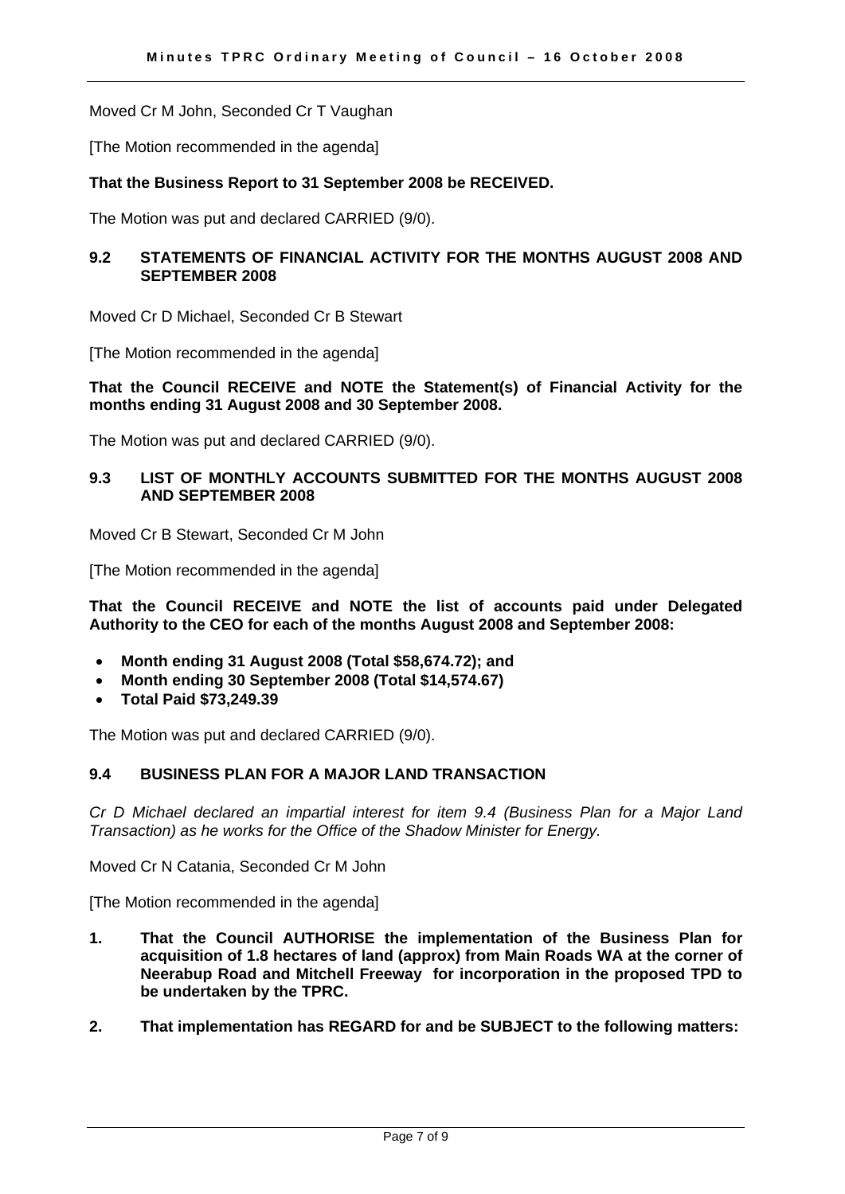Moved Cr M John, Seconded Cr T Vaughan

[The Motion recommended in the agenda]

**That the Business Report to 31 September 2008 be RECEIVED.**

The Motion was put and declared CARRIED (9/0).

## 9.2 STATEMENTS OF FINANCIAL ACTIVITY FOR THE MONTHS AUGUST 2008 AND SEPTEMBER 2008

Moved Cr D Michael, Seconded Cr B Stewart

[The Motion recommended in the agenda]

**That the Council RECEIVE and NOTE the Statement(s) of Financial Activity for the months ending 31 August 2008 and 30 September 2008.**

The Motion was put and declared CARRIED (9/0).

## 9.3 LIST OF MONTHLY ACCOUNTS SUBMITTED FOR THE MONTHS AUGUST 2008 AND SEPTEMBER 2008

Moved Cr B Stewart, Seconded Cr M John

[The Motion recommended in the agenda]

**That the Council RECEIVE and NOTE the list of accounts paid under Delegated Authority to the CEO for each of the months August 2008 and September 2008:**

- **Month ending 31 August 2008 (Total $58,674.72); and**
- **Month ending 30 September 2008 (Total $14,574.67)**
- **Total Paid $73,249.39**

The Motion was put and declared CARRIED (9/0).

## 9.4 BUSINESS PLAN FOR A MAJOR LAND TRANSACTION

*Cr D Michael declared an impartial interest for item 9.4 (Business Plan for a Major Land Transaction) as he works for the Office of the Shadow Minister for Energy.*

Moved Cr N Catania, Seconded Cr M John

[The Motion recommended in the agenda]

1. **That the Council AUTHORISE the implementation of the Business Plan for acquisition of 1.8 hectares of land (approx) from Main Roads WA at the corner of Neerabup Road and Mitchell Freeway for incorporation in the proposed TPD to be undertaken by the TPRC.**

2. **That implementation has REGARD for and be SUBJECT to the following matters:**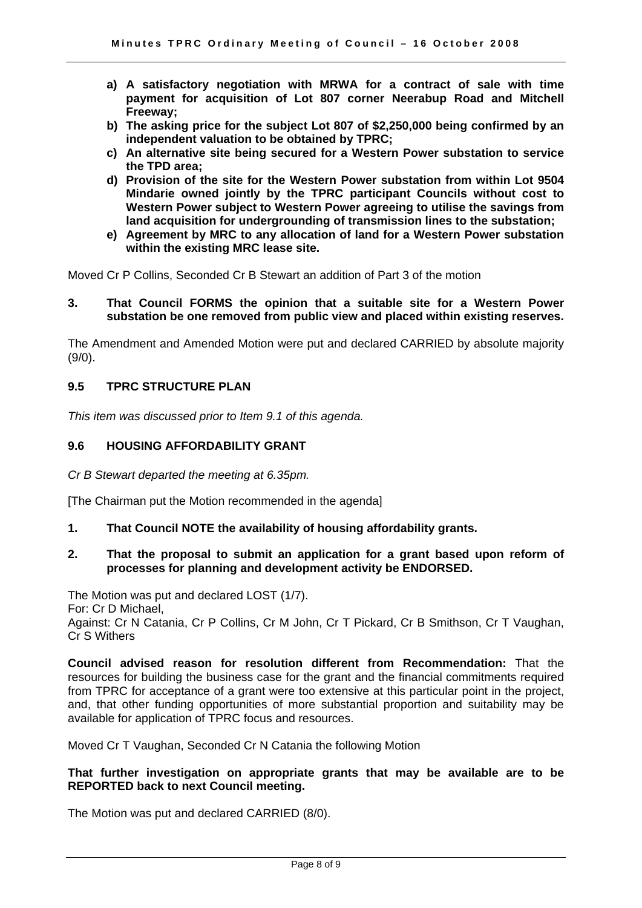- **a) A satisfactory negotiation with MRWA for a contract of sale with time payment for acquisition of Lot 807 corner Neerabup Road and Mitchell Freeway;**
- **b) The asking price for the subject Lot 807 of $2,250,000 being confirmed by an independent valuation to be obtained by TPRC;**
- **c) An alternative site being secured for a Western Power substation to service the TPD area;**
- **d) Provision of the site for the Western Power substation from within Lot 9504 Mindarie owned jointly by the TPRC participant Councils without cost to Western Power subject to Western Power agreeing to utilise the savings from land acquisition for undergrounding of transmission lines to the substation;**
- **e) Agreement by MRC to any allocation of land for a Western Power substation within the existing MRC lease site.**

Moved Cr P Collins, Seconded Cr B Stewart an addition of Part 3 of the motion

**3. That Council FORMS the opinion that a suitable site for a Western Power substation be one removed from public view and placed within existing reserves.**

The Amendment and Amended Motion were put and declared CARRIED by absolute majority (9/0).

### 9.5 TPRC STRUCTURE PLAN

*This item was discussed prior to Item 9.1 of this agenda.*

### 9.6 HOUSING AFFORDABILITY GRANT

*Cr B Stewart departed the meeting at 6.35pm.*

[The Chairman put the Motion recommended in the agenda]

**1. That Council NOTE the availability of housing affordability grants.**

**2. That the proposal to submit an application for a grant based upon reform of processes for planning and development activity be ENDORSED.**

The Motion was put and declared LOST (1/7).
For: Cr D Michael,
Against: Cr N Catania, Cr P Collins, Cr M John, Cr T Pickard, Cr B Smithson, Cr T Vaughan, Cr S Withers

**Council advised reason for resolution different from Recommendation:** That the resources for building the business case for the grant and the financial commitments required from TPRC for acceptance of a grant were too extensive at this particular point in the project, and, that other funding opportunities of more substantial proportion and suitability may be available for application of TPRC focus and resources.

Moved Cr T Vaughan, Seconded Cr N Catania the following Motion

**That further investigation on appropriate grants that may be available are to be REPORTED back to next Council meeting.**

The Motion was put and declared CARRIED (8/0).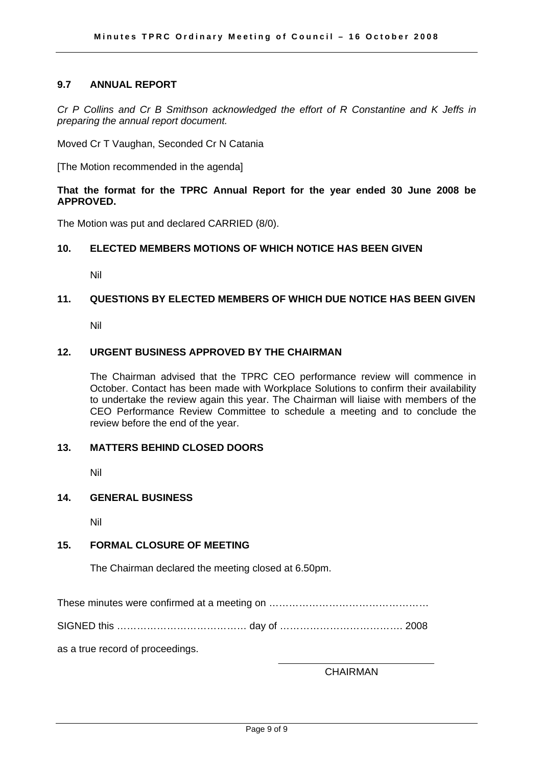### 9.7 ANNUAL REPORT

*Cr P Collins and Cr B Smithson acknowledged the effort of R Constantine and K Jeffs in preparing the annual report document.*

Moved Cr T Vaughan, Seconded Cr N Catania

[The Motion recommended in the agenda]

**That the format for the TPRC Annual Report for the year ended 30 June 2008 be APPROVED.**

The Motion was put and declared CARRIED (8/0).

## 10. ELECTED MEMBERS MOTIONS OF WHICH NOTICE HAS BEEN GIVEN

Nil

## 11. QUESTIONS BY ELECTED MEMBERS OF WHICH DUE NOTICE HAS BEEN GIVEN

Nil

## 12. URGENT BUSINESS APPROVED BY THE CHAIRMAN

The Chairman advised that the TPRC CEO performance review will commence in October. Contact has been made with Workplace Solutions to confirm their availability to undertake the review again this year. The Chairman will liaise with members of the CEO Performance Review Committee to schedule a meeting and to conclude the review before the end of the year.

## 13. MATTERS BEHIND CLOSED DOORS

Nil

## 14. GENERAL BUSINESS

Nil

## 15. FORMAL CLOSURE OF MEETING

The Chairman declared the meeting closed at 6.50pm.

These minutes were confirmed at a meeting on ………………………………………… 

SIGNED this ………………………………… day of ……………………………… 2008

as a true record of proceedings.

CHAIRMAN